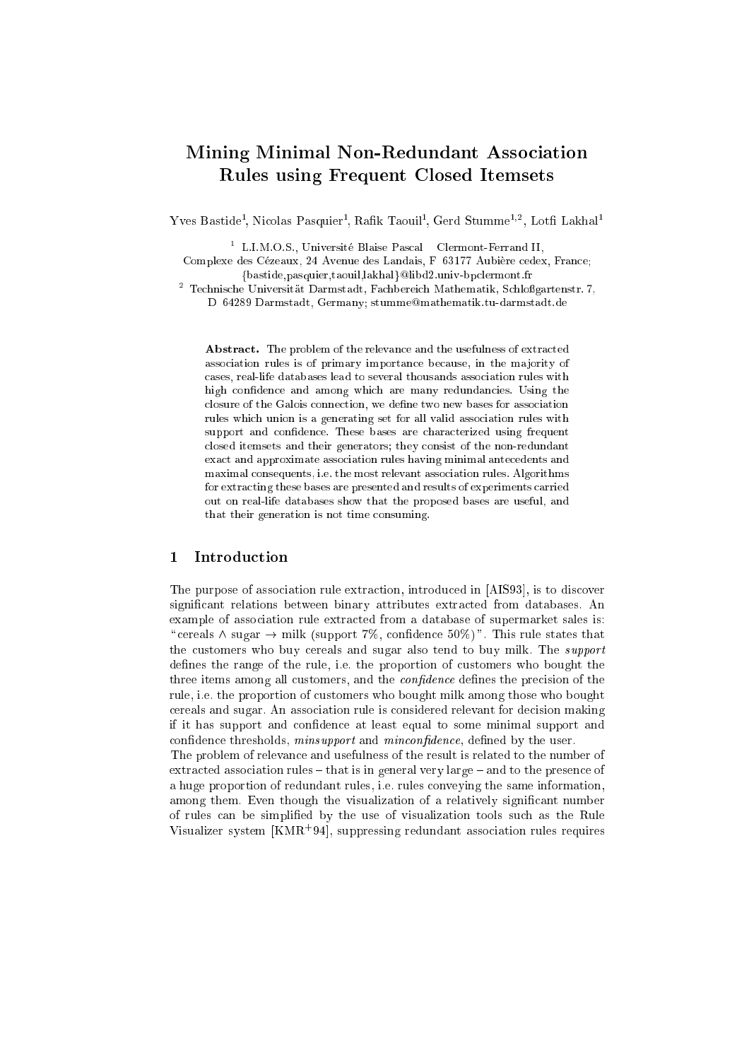# Mining Minimal Non-Redundant Association Rules using Frequent Closed Itemsets

Yves Bastide[1], Nicolas Pasquier[1], Rafik Taouil[1], Gerd Stumme[1,2], Lotfi Lakhal[1]

[1] L.I.M.O.S., Université Blaise Pascal – Clermont-Ferrand II, Complexe des Cézeaux, 24 Avenue des Landais, F–63177 Aubière cedex, France; {bastide,pasquier,taouil,lakhal}@libd2.univ-bpclermont.fr

[2] Technische Universität Darmstadt, Fachbereich Mathematik, Schloßgartenstr. 7, D–64289 Darmstadt, Germany; stumme@mathematik.tu-darmstadt.de

**Abstract.** The problem of the relevance and the usefulness of extracted association rules is of primary importance because, in the majority of cases, real-life databases lead to several thousands association rules with high confidence and among which are many redundancies. Using the closure of the Galois connection, we define two new bases for association rules which union is a generating set for all valid association rules with support and confidence. These bases are characterized using frequent closed itemsets and their generators; they consist of the non-redundant exact and approximate association rules having minimal antecedents and maximal consequents, i.e. the most relevant association rules. Algorithms for extracting these bases are presented and results of experiments carried out on real-life databases show that the proposed bases are useful, and that their generation is not time consuming.

## 1 Introduction

The purpose of association rule extraction, introduced in [AIS93], is to discover significant relations between binary attributes extracted from databases. An example of association rule extracted from a database of supermarket sales is: "cereals $\wedge$ sugar $\rightarrow$ milk (support 7%, confidence 50%)". This rule states that the customers who buy cereals and sugar also tend to buy milk. The *support* defines the range of the rule, i.e. the proportion of customers who bought the three items among all customers, and the *confidence* defines the precision of the rule, i.e. the proportion of customers who bought milk among those who bought cereals and sugar. An association rule is considered relevant for decision making if it has support and confidence at least equal to some minimal support and confidence thresholds, *minsupport* and *minconfidence*, defined by the user.

The problem of relevance and usefulness of the result is related to the number of extracted association rules – that is in general very large – and to the presence of a huge proportion of redundant rules, i.e. rules conveying the same information, among them. Even though the visualization of a relatively significant number of rules can be simplified by the use of visualization tools such as the Rule Visualizer system [KMR[+]94], suppressing redundant association rules requires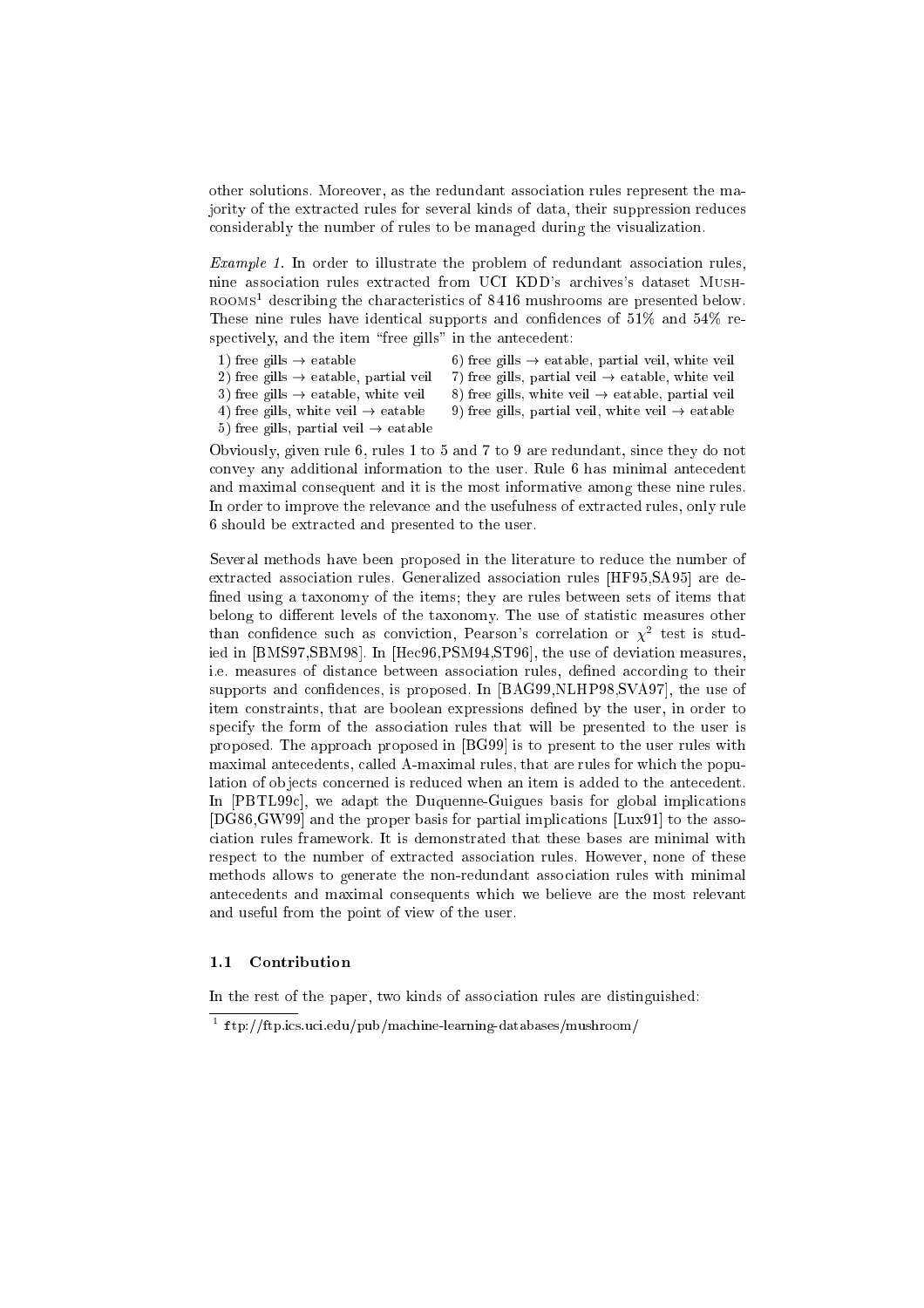other solutions. Moreover, as the redundant association rules represent the majority of the extracted rules for several kinds of data, their suppression reduces considerably the number of rules to be managed during the visualization.

*Example 1.* In order to illustrate the problem of redundant association rules, nine association rules extracted from UCI KDD's archives's dataset MUSHROOMS[1] describing the characteristics of 8416 mushrooms are presented below. These nine rules have identical supports and confidences of 51% and 54% respectively, and the item "free gills" in the antecedent:

1) free gills → eatable
2) free gills → eatable, partial veil
3) free gills → eatable, white veil
4) free gills, white veil → eatable
5) free gills, partial veil → eatable
6) free gills → eatable, partial veil, white veil
7) free gills, partial veil → eatable, white veil
8) free gills, white veil → eatable, partial veil
9) free gills, partial veil, white veil → eatable

Obviously, given rule 6, rules 1 to 5 and 7 to 9 are redundant, since they do not convey any additional information to the user. Rule 6 has minimal antecedent and maximal consequent and it is the most informative among these nine rules. In order to improve the relevance and the usefulness of extracted rules, only rule 6 should be extracted and presented to the user.

Several methods have been proposed in the literature to reduce the number of extracted association rules. Generalized association rules [HF95,SA95] are defined using a taxonomy of the items; they are rules between sets of items that belong to different levels of the taxonomy. The use of statistic measures other than confidence such as conviction, Pearson's correlation or $\chi^2$ test is studied in [BMS97,SBM98]. In [Hec96,PSM94,ST96], the use of deviation measures, i.e. measures of distance between association rules, defined according to their supports and confidences, is proposed. In [BAG99,NLHP98,SVA97], the use of item constraints, that are boolean expressions defined by the user, in order to specify the form of the association rules that will be presented to the user is proposed. The approach proposed in [BG99] is to present to the user rules with maximal antecedents, called A-maximal rules, that are rules for which the population of objects concerned is reduced when an item is added to the antecedent. In [PBTL99c], we adapt the Duquenne-Guigues basis for global implications [DG86,GW99] and the proper basis for partial implications [Lux91] to the association rules framework. It is demonstrated that these bases are minimal with respect to the number of extracted association rules. However, none of these methods allows to generate the non-redundant association rules with minimal antecedents and maximal consequents which we believe are the most relevant and useful from the point of view of the user.

### 1.1 Contribution

In the rest of the paper, two kinds of association rules are distinguished:

[1] ftp://ftp.ics.uci.edu/pub/machine-learning-databases/mushroom/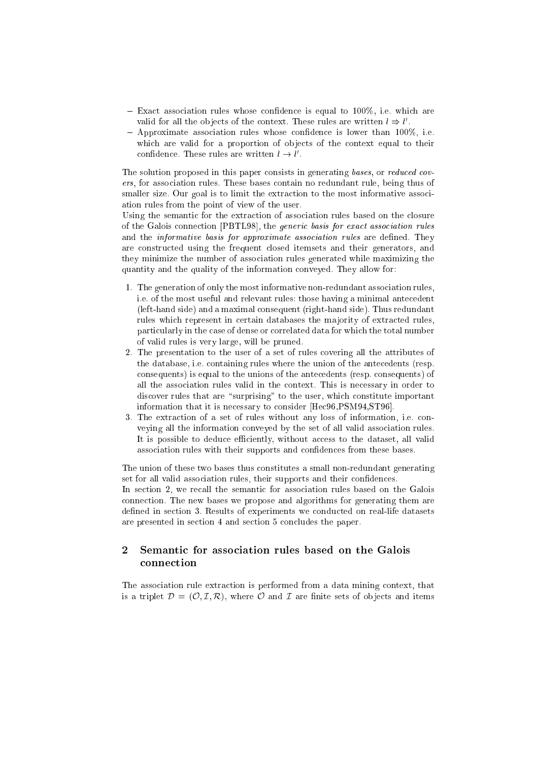- Exact association rules whose confidence is equal to 100%, i.e. which are valid for all the objects of the context. These rules are written $l \Rightarrow l'$.
- Approximate association rules whose confidence is lower than 100%, i.e. which are valid for a proportion of objects of the context equal to their confidence. These rules are written $l \rightarrow l'$.

The solution proposed in this paper consists in generating *bases*, or *reduced covers*, for association rules. These bases contain no redundant rule, being thus of smaller size. Our goal is to limit the extraction to the most informative association rules from the point of view of the user.
Using the semantic for the extraction of association rules based on the closure of the Galois connection [PBTL98], the *generic basis for exact association rules* and the *informative basis for approximate association rules* are defined. They are constructed using the frequent closed itemsets and their generators, and they minimize the number of association rules generated while maximizing the quantity and the quality of the information conveyed. They allow for:

1. The generation of only the most informative non-redundant association rules, i.e. of the most useful and relevant rules: those having a minimal antecedent (left-hand side) and a maximal consequent (right-hand side). Thus redundant rules which represent in certain databases the majority of extracted rules, particularly in the case of dense or correlated data for which the total number of valid rules is very large, will be pruned.
2. The presentation to the user of a set of rules covering all the attributes of the database, i.e. containing rules where the union of the antecedents (resp. consequents) is equal to the unions of the antecedents (resp. consequents) of all the association rules valid in the context. This is necessary in order to discover rules that are "surprising" to the user, which constitute important information that it is necessary to consider [Hec96,PSM94,ST96].
3. The extraction of a set of rules without any loss of information, i.e. conveying all the information conveyed by the set of all valid association rules. It is possible to deduce efficiently, without access to the dataset, all valid association rules with their supports and confidences from these bases.

The union of these two bases thus constitutes a small non-redundant generating set for all valid association rules, their supports and their confidences.
In section 2, we recall the semantic for association rules based on the Galois connection. The new bases we propose and algorithms for generating them are defined in section 3. Results of experiments we conducted on real-life datasets are presented in section 4 and section 5 concludes the paper.

## 2 Semantic for association rules based on the Galois connection

The association rule extraction is performed from a data mining context, that is a triplet $\mathcal{D} = (\mathcal{O}, \mathcal{I}, \mathcal{R})$, where $\mathcal{O}$ and $\mathcal{I}$ are finite sets of objects and items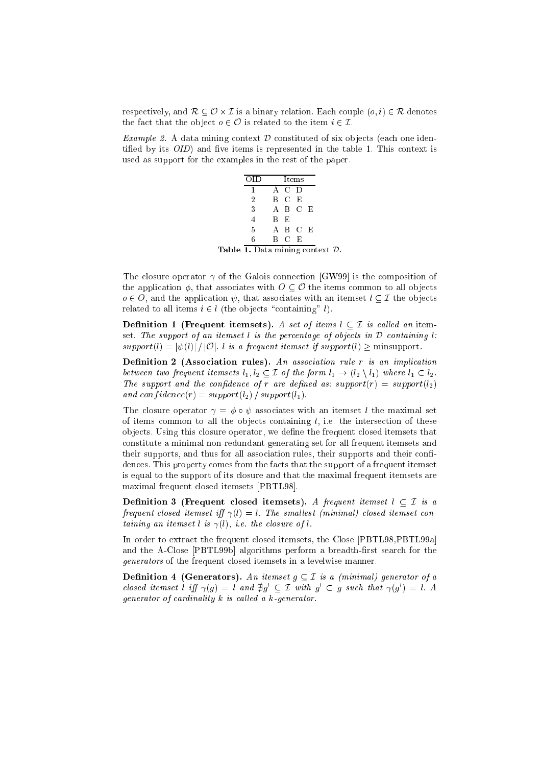respectively, and $\mathcal{R} \subseteq \mathcal{O} \times \mathcal{I}$ is a binary relation. Each couple $(o, i) \in \mathcal{R}$ denotes the fact that the object $o \in \mathcal{O}$ is related to the item $i \in \mathcal{I}$.

*Example 2.* A data mining context $\mathcal{D}$ constituted of six objects (each one identified by its *OID*) and five items is represented in the table 1. This context is used as support for the examples in the rest of the paper.

| OID | Items |
|---|---|
| 1 | A C D |
| 2 | B C E |
| 3 | A B C E |
| 4 | B E |
| 5 | A B C E |
| 6 | B C E |

**Table 1.** Data mining context $\mathcal{D}$.

The closure operator $\gamma$ of the Galois connection [GW99] is the composition of the application $\phi$, that associates with $O \subseteq \mathcal{O}$ the items common to all objects $o \in O$, and the application $\psi$, that associates with an itemset $l \subseteq \mathcal{I}$ the objects related to all items $i \in l$ (the objects "containing" $l$).

**Definition 1 (Frequent itemsets).** *A set of items $l \subseteq \mathcal{I}$ is called an* itemset. *The support of an itemset $l$ is the percentage of objects in $\mathcal{D}$ containing $l$: $support(l) = |\psi(l)| \,/\, |\mathcal{O}|$. $l$ is a frequent itemset if $support(l) \geq$ minsupport.*

**Definition 2 (Association rules).** *An association rule $r$ is an implication between two frequent itemsets $l_1, l_2 \subseteq \mathcal{I}$ of the form $l_1 \rightarrow (l_2 \setminus l_1)$ where $l_1 \subset l_2$. The support and the confidence of $r$ are defined as: $support(r) = support(l_2)$ and $confidence(r) = support(l_2) \,/\, support(l_1)$.*

The closure operator $\gamma = \phi \circ \psi$ associates with an itemset $l$ the maximal set of items common to all the objects containing $l$, i.e. the intersection of these objects. Using this closure operator, we define the frequent closed itemsets that constitute a minimal non-redundant generating set for all frequent itemsets and their supports, and thus for all association rules, their supports and their confidences. This property comes from the facts that the support of a frequent itemset is equal to the support of its closure and that the maximal frequent itemsets are maximal frequent closed itemsets [PBTL98].

**Definition 3 (Frequent closed itemsets).** *A frequent itemset $l \subseteq \mathcal{I}$ is a frequent closed itemset iff $\gamma(l) = l$. The smallest (minimal) closed itemset containing an itemset $l$ is $\gamma(l)$, i.e. the closure of $l$.*

In order to extract the frequent closed itemsets, the Close [PBTL98,PBTL99a] and the A-Close [PBTL99b] algorithms perform a breadth-first search for the *generators* of the frequent closed itemsets in a levelwise manner.

**Definition 4 (Generators).** *An itemset $g \subseteq \mathcal{I}$ is a (minimal) generator of a closed itemset $l$ iff $\gamma(g) = l$ and $\nexists g' \subseteq \mathcal{I}$ with $g' \subset g$ such that $\gamma(g') = l$. A generator of cardinality $k$ is called a $k$-generator.*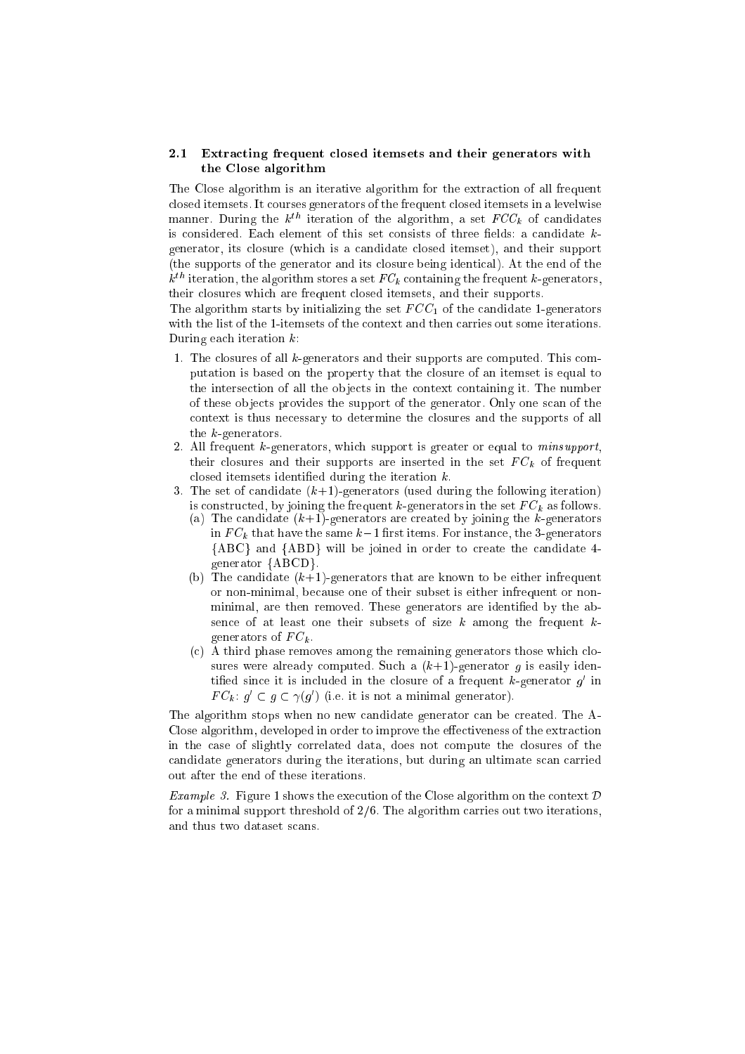### 2.1 Extracting frequent closed itemsets and their generators with the Close algorithm

The Close algorithm is an iterative algorithm for the extraction of all frequent closed itemsets. It courses generators of the frequent closed itemsets in a levelwise manner. During the $k^{th}$ iteration of the algorithm, a set $FCC_k$ of candidates is considered. Each element of this set consists of three fields: a candidate $k$-generator, its closure (which is a candidate closed itemset), and their support (the supports of the generator and its closure being identical). At the end of the $k^{th}$ iteration, the algorithm stores a set $FC_k$ containing the frequent $k$-generators, their closures which are frequent closed itemsets, and their supports.
The algorithm starts by initializing the set $FCC_1$ of the candidate 1-generators with the list of the 1-itemsets of the context and then carries out some iterations. During each iteration $k$:

1. The closures of all $k$-generators and their supports are computed. This computation is based on the property that the closure of an itemset is equal to the intersection of all the objects in the context containing it. The number of these objects provides the support of the generator. Only one scan of the context is thus necessary to determine the closures and the supports of all the $k$-generators.
2. All frequent $k$-generators, which support is greater or equal to *minsupport*, their closures and their supports are inserted in the set $FC_k$ of frequent closed itemsets identified during the iteration $k$.
3. The set of candidate ($k$+1)-generators (used during the following iteration) is constructed, by joining the frequent $k$-generators in the set $FC_k$ as follows.
   (a) The candidate ($k$+1)-generators are created by joining the $k$-generators in $FC_k$ that have the same $k-1$ first items. For instance, the 3-generators {ABC} and {ABD} will be joined in order to create the candidate 4-generator {ABCD}.
   (b) The candidate ($k$+1)-generators that are known to be either infrequent or non-minimal, because one of their subset is either infrequent or non-minimal, are then removed. These generators are identified by the absence of at least one their subsets of size $k$ among the frequent $k$-generators of $FC_k$.
   (c) A third phase removes among the remaining generators those which closures were already computed. Such a ($k$+1)-generator $g$ is easily identified since it is included in the closure of a frequent $k$-generator $g'$ in $FC_k$: $g' \subset g \subset \gamma(g')$ (i.e. it is not a minimal generator).

The algorithm stops when no new candidate generator can be created. The A-Close algorithm, developed in order to improve the effectiveness of the extraction in the case of slightly correlated data, does not compute the closures of the candidate generators during the iterations, but during an ultimate scan carried out after the end of these iterations.

*Example 3.* Figure 1 shows the execution of the Close algorithm on the context $\mathcal{D}$ for a minimal support threshold of 2/6. The algorithm carries out two iterations, and thus two dataset scans.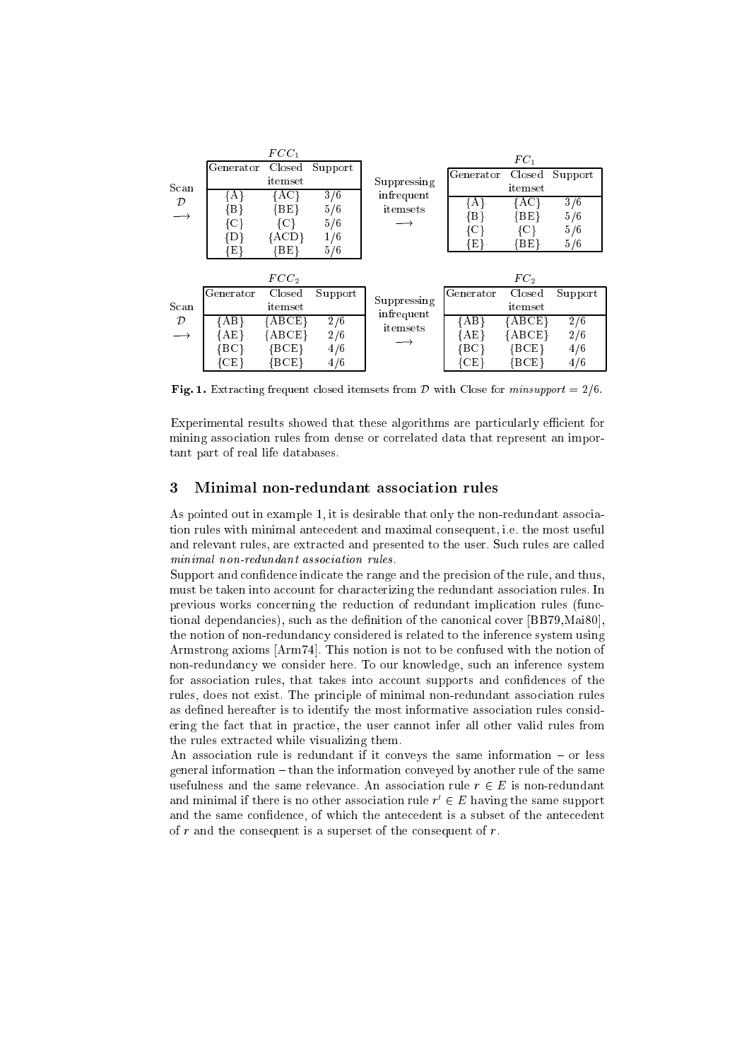**$FCC_1$**

| Generator | Closed itemset | Support |
|---|---|---|
| {A} | {AC} | 3/6 |
| {B} | {BE} | 5/6 |
| {C} | {C} | 5/6 |
| {D} | {ACD} | 1/6 |
| {E} | {BE} | 5/6 |

Scan $\mathcal{D}$ $\longrightarrow$ ; Suppressing infrequent itemsets $\longrightarrow$

**$FC_1$**

| Generator | Closed itemset | Support |
|---|---|---|
| {A} | {AC} | 3/6 |
| {B} | {BE} | 5/6 |
| {C} | {C} | 5/6 |
| {E} | {BE} | 5/6 |

**$FCC_2$**

| Generator | Closed itemset | Support |
|---|---|---|
| {AB} | {ABCE} | 2/6 |
| {AE} | {ABCE} | 2/6 |
| {BC} | {BCE} | 4/6 |
| {CE} | {BCE} | 4/6 |

Scan $\mathcal{D}$ $\longrightarrow$ ; Suppressing infrequent itemsets $\longrightarrow$

**$FC_2$**

| Generator | Closed itemset | Support |
|---|---|---|
| {AB} | {ABCE} | 2/6 |
| {AE} | {ABCE} | 2/6 |
| {BC} | {BCE} | 4/6 |
| {CE} | {BCE} | 4/6 |

**Fig. 1.** Extracting frequent closed itemsets from $\mathcal{D}$ with Close for *minsupport* = 2/6.

Experimental results showed that these algorithms are particularly efficient for mining association rules from dense or correlated data that represent an important part of real life databases.

## 3 Minimal non-redundant association rules

As pointed out in example 1, it is desirable that only the non-redundant association rules with minimal antecedent and maximal consequent, i.e. the most useful and relevant rules, are extracted and presented to the user. Such rules are called *minimal non-redundant association rules*.

Support and confidence indicate the range and the precision of the rule, and thus, must be taken into account for characterizing the redundant association rules. In previous works concerning the reduction of redundant implication rules (functional dependancies), such as the definition of the canonical cover [BB79,Mai80], the notion of non-redundancy considered is related to the inference system using Armstrong axioms [Arm74]. This notion is not to be confused with the notion of non-redundancy we consider here. To our knowledge, such an inference system for association rules, that takes into account supports and confidences of the rules, does not exist. The principle of minimal non-redundant association rules as defined hereafter is to identify the most informative association rules considering the fact that in practice, the user cannot infer all other valid rules from the rules extracted while visualizing them.

An association rule is redundant if it conveys the same information – or less general information – than the information conveyed by another rule of the same usefulness and the same relevance. An association rule $r \in E$ is non-redundant and minimal if there is no other association rule $r' \in E$ having the same support and the same confidence, of which the antecedent is a subset of the antecedent of $r$ and the consequent is a superset of the consequent of $r$.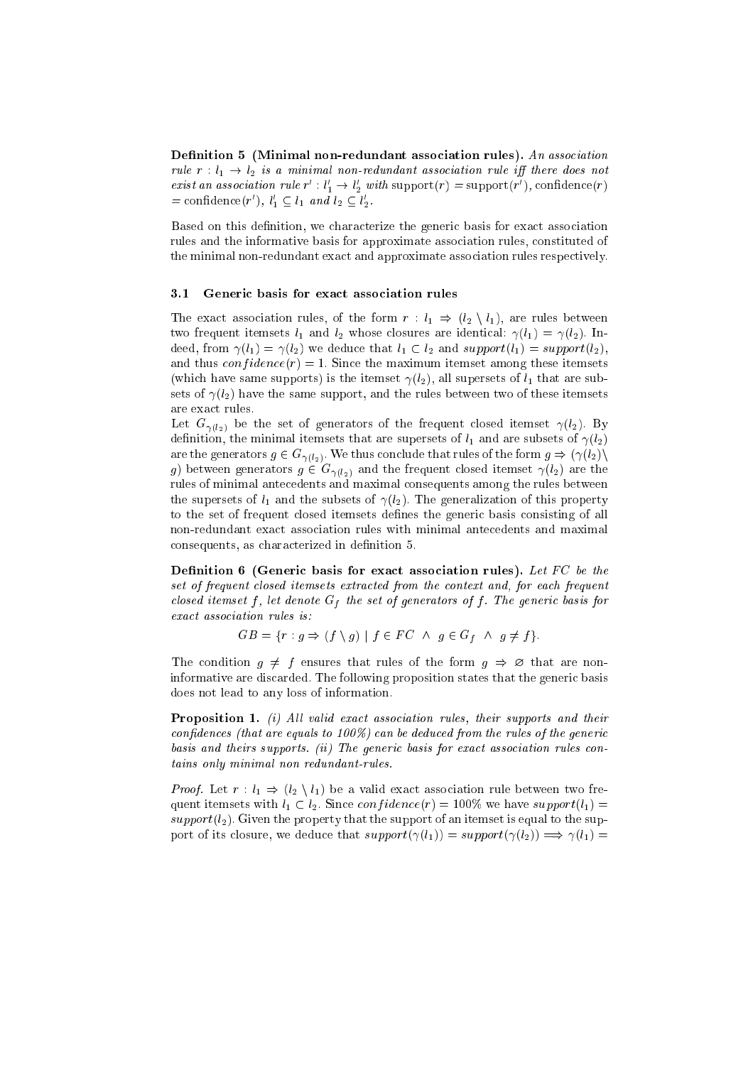**Definition 5 (Minimal non-redundant association rules).** *An association rule $r : l_1 \rightarrow l_2$ is a minimal non-redundant association rule iff there does not exist an association rule $r' : l'_1 \rightarrow l'_2$ with* $\text{support}(r) = \text{support}(r')$, $\text{confidence}(r) = \text{confidence}(r')$, *$l'_1 \subseteq l_1$ and $l_2 \subseteq l'_2$.*

Based on this definition, we characterize the generic basis for exact association rules and the informative basis for approximate association rules, constituted of the minimal non-redundant exact and approximate association rules respectively.

### 3.1 Generic basis for exact association rules

The exact association rules, of the form $r : l_1 \Rightarrow (l_2 \setminus l_1)$, are rules between two frequent itemsets $l_1$ and $l_2$ whose closures are identical: $\gamma(l_1) = \gamma(l_2)$. Indeed, from $\gamma(l_1) = \gamma(l_2)$ we deduce that $l_1 \subset l_2$ and $support(l_1) = support(l_2)$, and thus $confidence(r) = 1$. Since the maximum itemset among these itemsets (which have same supports) is the itemset $\gamma(l_2)$, all supersets of $l_1$ that are subsets of $\gamma(l_2)$ have the same support, and the rules between two of these itemsets are exact rules.

Let $G_{\gamma(l_2)}$ be the set of generators of the frequent closed itemset $\gamma(l_2)$. By definition, the minimal itemsets that are supersets of $l_1$ and are subsets of $\gamma(l_2)$ are the generators $g \in G_{\gamma(l_2)}$. We thus conclude that rules of the form $g \Rightarrow (\gamma(l_2) \setminus g)$ between generators $g \in G_{\gamma(l_2)}$ and the frequent closed itemset $\gamma(l_2)$ are the rules of minimal antecedents and maximal consequents among the rules between the supersets of $l_1$ and the subsets of $\gamma(l_2)$. The generalization of this property to the set of frequent closed itemsets defines the generic basis consisting of all non-redundant exact association rules with minimal antecedents and maximal consequents, as characterized in definition 5.

**Definition 6 (Generic basis for exact association rules).** *Let $FC$ be the set of frequent closed itemsets extracted from the context and, for each frequent closed itemset $f$, let denote $G_f$ the set of generators of $f$. The generic basis for exact association rules is:*

$$GB = \{r : g \Rightarrow (f \setminus g) \mid f \in FC \ \wedge \ g \in G_f \ \wedge \ g \neq f\}.$$

The condition $g \neq f$ ensures that rules of the form $g \Rightarrow \varnothing$ that are non-informative are discarded. The following proposition states that the generic basis does not lead to any loss of information.

**Proposition 1.** *(i) All valid exact association rules, their supports and their confidences (that are equals to 100%) can be deduced from the rules of the generic basis and theirs supports. (ii) The generic basis for exact association rules contains only minimal non redundant-rules.*

*Proof.* Let $r : l_1 \Rightarrow (l_2 \setminus l_1)$ be a valid exact association rule between two frequent itemsets with $l_1 \subset l_2$. Since $confidence(r) = 100\%$ we have $support(l_1) = support(l_2)$. Given the property that the support of an itemset is equal to the support of its closure, we deduce that $support(\gamma(l_1)) = support(\gamma(l_2)) \Longrightarrow \gamma(l_1) =$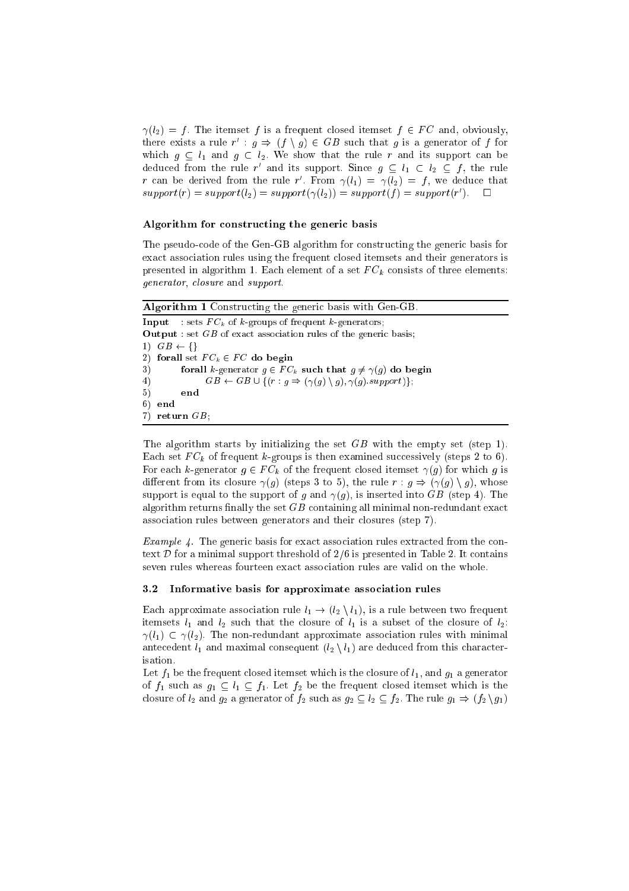$\gamma(l_2) = f$. The itemset $f$ is a frequent closed itemset $f \in FC$ and, obviously, there exists a rule $r' : g \Rightarrow (f \setminus g) \in GB$ such that $g$ is a generator of $f$ for which $g \subseteq l_1$ and $g \subset l_2$. We show that the rule $r$ and its support can be deduced from the rule $r'$ and its support. Since $g \subseteq l_1 \subset l_2 \subseteq f$, the rule $r$ can be derived from the rule $r'$. From $\gamma(l_1) = \gamma(l_2) = f$, we deduce that $support(r) = support(l_2) = support(\gamma(l_2)) = support(f) = support(r')$. $\square$

#### Algorithm for constructing the generic basis

The pseudo-code of the Gen-GB algorithm for constructing the generic basis for exact association rules using the frequent closed itemsets and their generators is presented in algorithm 1. Each element of a set $FC_k$ consists of three elements: *generator*, *closure* and *support*.

**Algorithm 1** Constructing the generic basis with Gen-GB.

**Input** : sets $FC_k$ of $k$-groups of frequent $k$-generators;
**Output** : set $GB$ of exact association rules of the generic basis;

1) $GB \leftarrow \{\}$
2) **forall** set $FC_k \in FC$ **do begin**
3) &nbsp;&nbsp;&nbsp;&nbsp;**forall** $k$-generator $g \in FC_k$ **such that** $g \neq \gamma(g)$ **do begin**
4) &nbsp;&nbsp;&nbsp;&nbsp;&nbsp;&nbsp;&nbsp;&nbsp;$GB \leftarrow GB \cup \{(r : g \Rightarrow (\gamma(g) \setminus g), \gamma(g).support)\}$;
5) &nbsp;&nbsp;&nbsp;&nbsp;**end**
6) **end**
7) **return** $GB$;

The algorithm starts by initializing the set $GB$ with the empty set (step 1). Each set $FC_k$ of frequent $k$-groups is then examined successively (steps 2 to 6). For each $k$-generator $g \in FC_k$ of the frequent closed itemset $\gamma(g)$ for which $g$ is different from its closure $\gamma(g)$ (steps 3 to 5), the rule $r : g \Rightarrow (\gamma(g) \setminus g)$, whose support is equal to the support of $g$ and $\gamma(g)$, is inserted into $GB$ (step 4). The algorithm returns finally the set $GB$ containing all minimal non-redundant exact association rules between generators and their closures (step 7).

*Example 4.* The generic basis for exact association rules extracted from the context $\mathcal{D}$ for a minimal support threshold of 2/6 is presented in Table 2. It contains seven rules whereas fourteen exact association rules are valid on the whole.

### 3.2 Informative basis for approximate association rules

Each approximate association rule $l_1 \rightarrow (l_2 \setminus l_1)$, is a rule between two frequent itemsets $l_1$ and $l_2$ such that the closure of $l_1$ is a subset of the closure of $l_2$: $\gamma(l_1) \subset \gamma(l_2)$. The non-redundant approximate association rules with minimal antecedent $l_1$ and maximal consequent $(l_2 \setminus l_1)$ are deduced from this characterisation.

Let $f_1$ be the frequent closed itemset which is the closure of $l_1$, and $g_1$ a generator of $f_1$ such as $g_1 \subseteq l_1 \subseteq f_1$. Let $f_2$ be the frequent closed itemset which is the closure of $l_2$ and $g_2$ a generator of $f_2$ such as $g_2 \subseteq l_2 \subseteq f_2$. The rule $g_1 \Rightarrow (f_2 \setminus g_1)$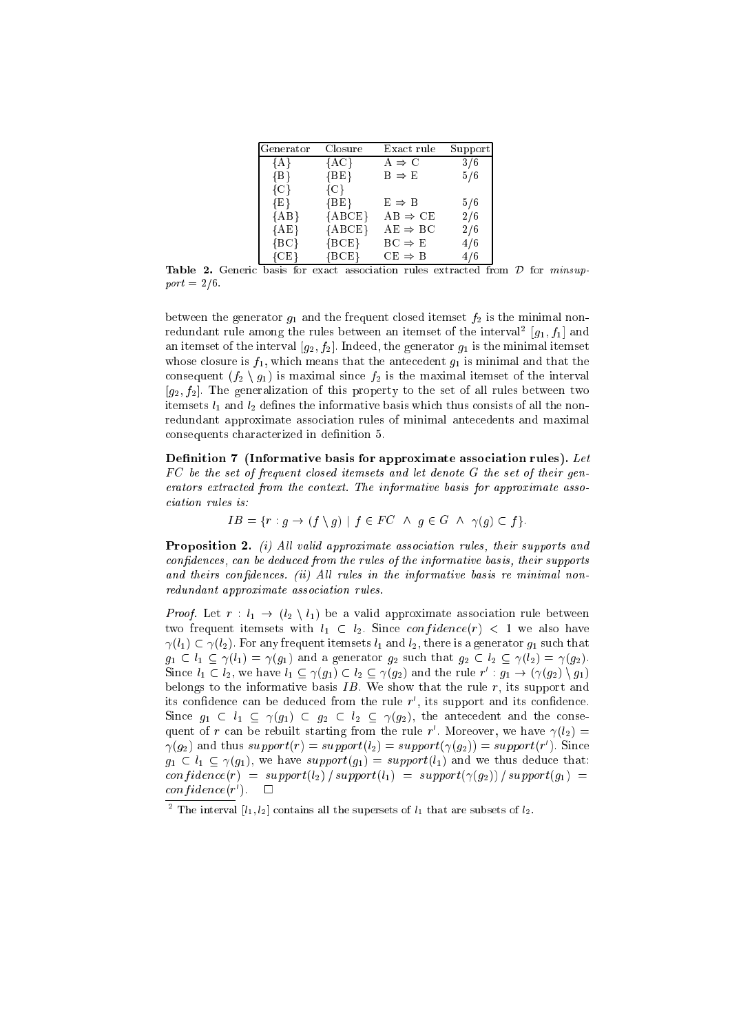| Generator | Closure | Exact rule | Support |
|---|---|---|---|
| {A} | {AC} | A ⇒ C | 3/6 |
| {B} | {BE} | B ⇒ E | 5/6 |
| {C} | {C} | | |
| {E} | {BE} | E ⇒ B | 5/6 |
| {AB} | {ABCE} | AB ⇒ CE | 2/6 |
| {AE} | {ABCE} | AE ⇒ BC | 2/6 |
| {BC} | {BCE} | BC ⇒ E | 4/6 |
| {CE} | {BCE} | CE ⇒ B | 4/6 |

**Table 2.** Generic basis for exact association rules extracted from $\mathcal{D}$ for *minsupport* = 2/6.

between the generator $g_1$ and the frequent closed itemset $f_2$ is the minimal non-redundant rule among the rules between an itemset of the interval[2] $[g_1, f_1]$ and an itemset of the interval $[g_2, f_2]$. Indeed, the generator $g_1$ is the minimal itemset whose closure is $f_1$, which means that the antecedent $g_1$ is minimal and that the consequent $(f_2 \setminus g_1)$ is maximal since $f_2$ is the maximal itemset of the interval $[g_2, f_2]$. The generalization of this property to the set of all rules between two itemsets $l_1$ and $l_2$ defines the informative basis which thus consists of all the non-redundant approximate association rules of minimal antecedents and maximal consequents characterized in definition 5.

**Definition 7 (Informative basis for approximate association rules).** *Let FC be the set of frequent closed itemsets and let denote G the set of their generators extracted from the context. The informative basis for approximate association rules is:*

$$IB = \{r : g \rightarrow (f \setminus g) \mid f \in FC \ \wedge \ g \in G \ \wedge \ \gamma(g) \subset f\}.$$

**Proposition 2.** *(i) All valid approximate association rules, their supports and confidences, can be deduced from the rules of the informative basis, their supports and theirs confidences. (ii) All rules in the informative basis re minimal non-redundant approximate association rules.*

*Proof.* Let $r : l_1 \rightarrow (l_2 \setminus l_1)$ be a valid approximate association rule between two frequent itemsets with $l_1 \subset l_2$. Since $confidence(r) < 1$ we also have $\gamma(l_1) \subset \gamma(l_2)$. For any frequent itemsets $l_1$ and $l_2$, there is a generator $g_1$ such that $g_1 \subset l_1 \subseteq \gamma(l_1) = \gamma(g_1)$ and a generator $g_2$ such that $g_2 \subset l_2 \subseteq \gamma(l_2) = \gamma(g_2)$. Since $l_1 \subset l_2$, we have $l_1 \subseteq \gamma(g_1) \subset l_2 \subseteq \gamma(g_2)$ and the rule $r' : g_1 \rightarrow (\gamma(g_2) \setminus g_1)$ belongs to the informative basis $IB$. We show that the rule $r$, its support and its confidence can be deduced from the rule $r'$, its support and its confidence. Since $g_1 \subset l_1 \subseteq \gamma(g_1) \subset g_2 \subset l_2 \subseteq \gamma(g_2)$, the antecedent and the consequent of $r$ can be rebuilt starting from the rule $r'$. Moreover, we have $\gamma(l_2) = \gamma(g_2)$ and thus $support(r) = support(l_2) = support(\gamma(g_2)) = support(r')$. Since $g_1 \subset l_1 \subseteq \gamma(g_1)$, we have $support(g_1) = support(l_1)$ and we thus deduce that: $confidence(r) = support(l_2) \,/\, support(l_1) = support(\gamma(g_2)) \,/\, support(g_1) = confidence(r')$. $\square$

[2] The interval $[l_1, l_2]$ contains all the supersets of $l_1$ that are subsets of $l_2$.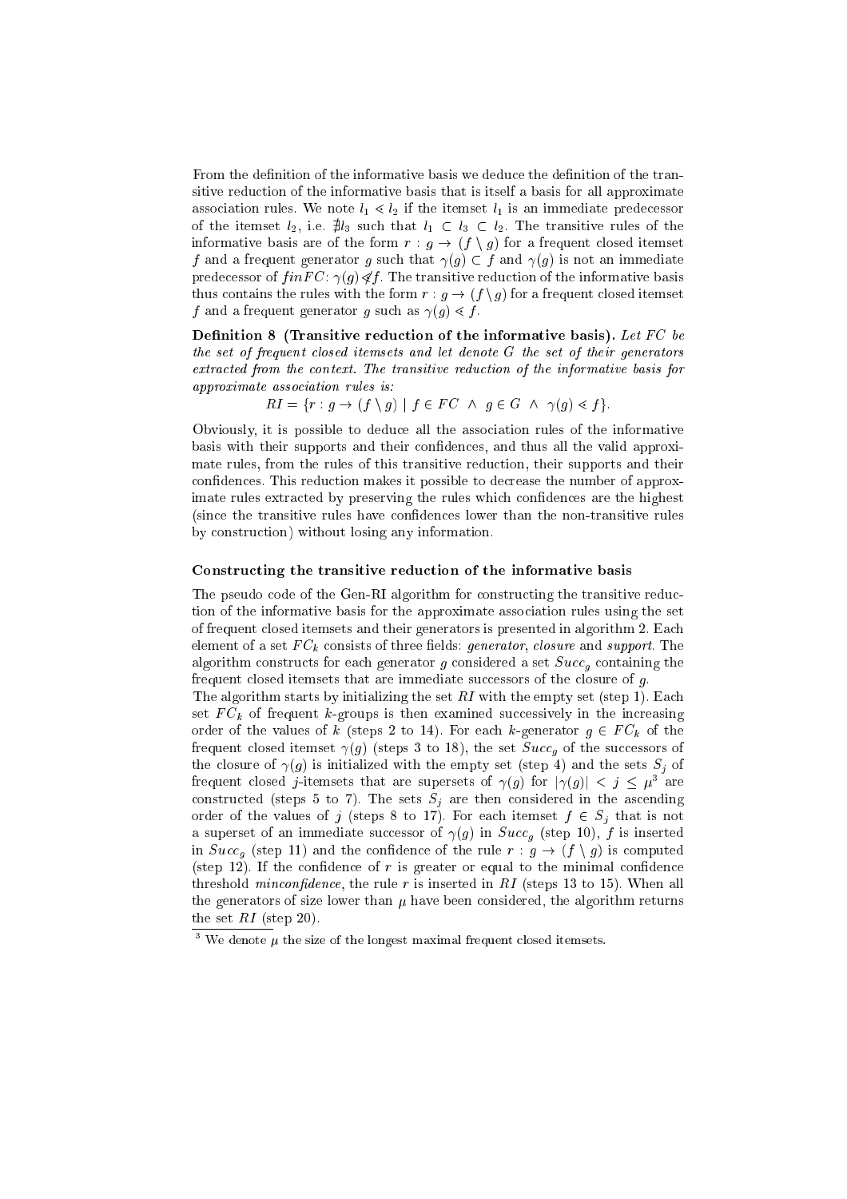From the definition of the informative basis we deduce the definition of the transitive reduction of the informative basis that is itself a basis for all approximate association rules. We note $l_1 \lessdot l_2$ if the itemset $l_1$ is an immediate predecessor of the itemset $l_2$, i.e. $\nexists l_3$ such that $l_1 \subset l_3 \subset l_2$. The transitive rules of the informative basis are of the form $r : g \rightarrow (f \setminus g)$ for a frequent closed itemset $f$ and a frequent generator $g$ such that $\gamma(g) \subset f$ and $\gamma(g)$ is not an immediate predecessor of $finFC$: $\gamma(g) \not\lessdot f$. The transitive reduction of the informative basis thus contains the rules with the form $r : g \rightarrow (f \setminus g)$ for a frequent closed itemset $f$ and a frequent generator $g$ such as $\gamma(g) \lessdot f$.

**Definition 8 (Transitive reduction of the informative basis).** *Let $FC$ be the set of frequent closed itemsets and let denote $G$ the set of their generators extracted from the context. The transitive reduction of the informative basis for approximate association rules is:*

$$RI = \{r : g \rightarrow (f \setminus g) \mid f \in FC \ \wedge \ g \in G \ \wedge \ \gamma(g) \lessdot f\}.$$

Obviously, it is possible to deduce all the association rules of the informative basis with their supports and their confidences, and thus all the valid approximate rules, from the rules of this transitive reduction, their supports and their confidences. This reduction makes it possible to decrease the number of approximate rules extracted by preserving the rules which confidences are the highest (since the transitive rules have confidences lower than the non-transitive rules by construction) without losing any information.

### Constructing the transitive reduction of the informative basis

The pseudo code of the Gen-RI algorithm for constructing the transitive reduction of the informative basis for the approximate association rules using the set of frequent closed itemsets and their generators is presented in algorithm 2. Each element of a set $FC_k$ consists of three fields: *generator*, *closure* and *support*. The algorithm constructs for each generator $g$ considered a set $Succ_g$ containing the frequent closed itemsets that are immediate successors of the closure of $g$.

The algorithm starts by initializing the set $RI$ with the empty set (step 1). Each set $FC_k$ of frequent $k$-groups is then examined successively in the increasing order of the values of $k$ (steps 2 to 14). For each $k$-generator $g \in FC_k$ of the frequent closed itemset $\gamma(g)$ (steps 3 to 18), the set $Succ_g$ of the successors of the closure of $\gamma(g)$ is initialized with the empty set (step 4) and the sets $S_j$ of frequent closed $j$-itemsets that are supersets of $\gamma(g)$ for $|\gamma(g)| < j \leq \mu$[3] are constructed (steps 5 to 7). The sets $S_j$ are then considered in the ascending order of the values of $j$ (steps 8 to 17). For each itemset $f \in S_j$ that is not a superset of an immediate successor of $\gamma(g)$ in $Succ_g$ (step 10), $f$ is inserted in $Succ_g$ (step 11) and the confidence of the rule $r : g \rightarrow (f \setminus g)$ is computed (step 12). If the confidence of $r$ is greater or equal to the minimal confidence threshold *minconfidence*, the rule $r$ is inserted in $RI$ (steps 13 to 15). When all the generators of size lower than $\mu$ have been considered, the algorithm returns the set $RI$ (step 20).

[3] We denote $\mu$ the size of the longest maximal frequent closed itemsets.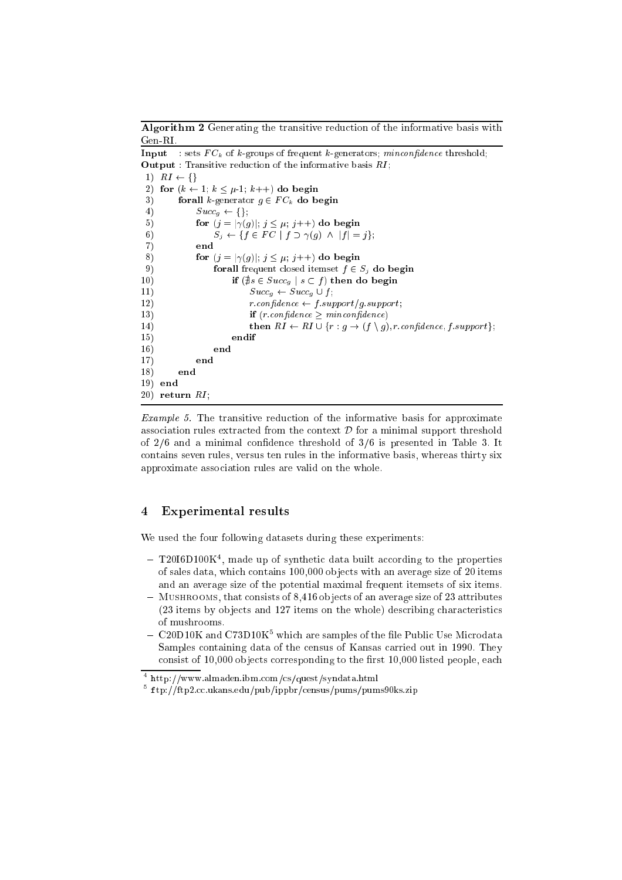**Algorithm 2** Generating the transitive reduction of the informative basis with Gen-RI.

**Input** : sets $FC_k$ of $k$-groups of frequent $k$-generators; *minconfidence* threshold;
**Output** : Transitive reduction of the informative basis $RI$;

```
 1) RI ← {}
 2) for (k ← 1; k ≤ μ-1; k++) do begin
 3)     forall k-generator g ∈ FC_k do begin
 4)         Succ_g ← {};
 5)         for (j = |γ(g)|; j ≤ μ; j++) do begin
 6)             S_j ← {f ∈ FC | f ⊃ γ(g) ∧ |f| = j};
 7)         end
 8)         for (j = |γ(g)|; j ≤ μ; j++) do begin
 9)             forall frequent closed itemset f ∈ S_j do begin
10)                 if (∄s ∈ Succ_g | s ⊂ f) then do begin
11)                     Succ_g ← Succ_g ∪ f;
12)                     r.confidence ← f.support/g.support;
13)                     if (r.confidence ≥ minconfidence)
14)                     then RI ← RI ∪ {r : g → (f \ g), r.confidence, f.support};
15)                 endif
16)             end
17)         end
18)     end
19) end
20) return RI;
```

*Example 5.* The transitive reduction of the informative basis for approximate association rules extracted from the context $\mathcal{D}$ for a minimal support threshold of 2/6 and a minimal confidence threshold of 3/6 is presented in Table 3. It contains seven rules, versus ten rules in the informative basis, whereas thirty six approximate association rules are valid on the whole.

## 4 Experimental results

We used the four following datasets during these experiments:

- T20I6D100K[4], made up of synthetic data built according to the properties of sales data, which contains 100,000 objects with an average size of 20 items and an average size of the potential maximal frequent itemsets of six items.
- Mushrooms, that consists of 8,416 objects of an average size of 23 attributes (23 items by objects and 127 items on the whole) describing characteristics of mushrooms.
- C20D10K and C73D10K[5] which are samples of the file Public Use Microdata Samples containing data of the census of Kansas carried out in 1990. They consist of 10,000 objects corresponding to the first 10,000 listed people, each

[4] http://www.almaden.ibm.com/cs/quest/syndata.html

[5] ftp://ftp2.cc.ukans.edu/pub/ippbr/census/pums/pums90ks.zip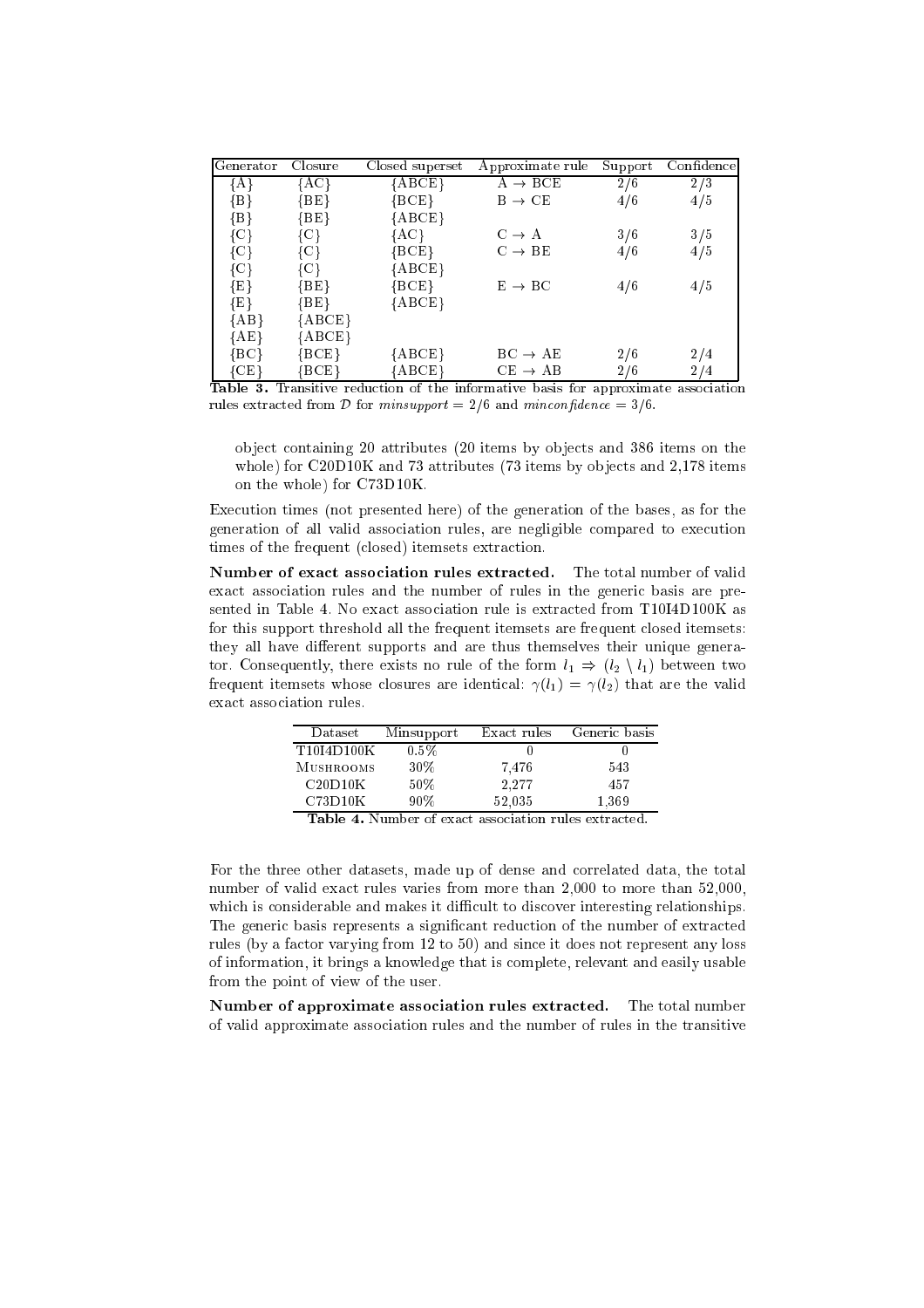| Generator | Closure | Closed superset | Approximate rule | Support | Confidence |
|---|---|---|---|---|---|
| {A} | {AC} | {ABCE} | A → BCE | 2/6 | 2/3 |
| {B} | {BE} | {BCE} | B → CE | 4/6 | 4/5 |
| {B} | {BE} | {ABCE} | | | |
| {C} | {C} | {AC} | C → A | 3/6 | 3/5 |
| {C} | {C} | {BCE} | C → BE | 4/6 | 4/5 |
| {C} | {C} | {ABCE} | | | |
| {E} | {BE} | {BCE} | E → BC | 4/6 | 4/5 |
| {E} | {BE} | {ABCE} | | | |
| {AB} | {ABCE} | | | | |
| {AE} | {ABCE} | | | | |
| {BC} | {BCE} | {ABCE} | BC → AE | 2/6 | 2/4 |
| {CE} | {BCE} | {ABCE} | CE → AB | 2/6 | 2/4 |

**Table 3.** Transitive reduction of the informative basis for approximate association rules extracted from $\mathcal{D}$ for *minsupport* = 2/6 and *minconfidence* = 3/6.

object containing 20 attributes (20 items by objects and 386 items on the whole) for C20D10K and 73 attributes (73 items by objects and 2,178 items on the whole) for C73D10K.

Execution times (not presented here) of the generation of the bases, as for the generation of all valid association rules, are negligible compared to execution times of the frequent (closed) itemsets extraction.

**Number of exact association rules extracted.** The total number of valid exact association rules and the number of rules in the generic basis are presented in Table 4. No exact association rule is extracted from T10I4D100K as for this support threshold all the frequent itemsets are frequent closed itemsets: they all have different supports and are thus themselves their unique generator. Consequently, there exists no rule of the form $l_1 \Rightarrow (l_2 \setminus l_1)$ between two frequent itemsets whose closures are identical: $\gamma(l_1) = \gamma(l_2)$ that are the valid exact association rules.

| Dataset | Minsupport | Exact rules | Generic basis |
|---|---|---|---|
| T10I4D100K | 0.5% | 0 | 0 |
| Mushrooms | 30% | 7,476 | 543 |
| C20D10K | 50% | 2,277 | 457 |
| C73D10K | 90% | 52,035 | 1,369 |

**Table 4.** Number of exact association rules extracted.

For the three other datasets, made up of dense and correlated data, the total number of valid exact rules varies from more than 2,000 to more than 52,000, which is considerable and makes it difficult to discover interesting relationships. The generic basis represents a significant reduction of the number of extracted rules (by a factor varying from 12 to 50) and since it does not represent any loss of information, it brings a knowledge that is complete, relevant and easily usable from the point of view of the user.

**Number of approximate association rules extracted.** The total number of valid approximate association rules and the number of rules in the transitive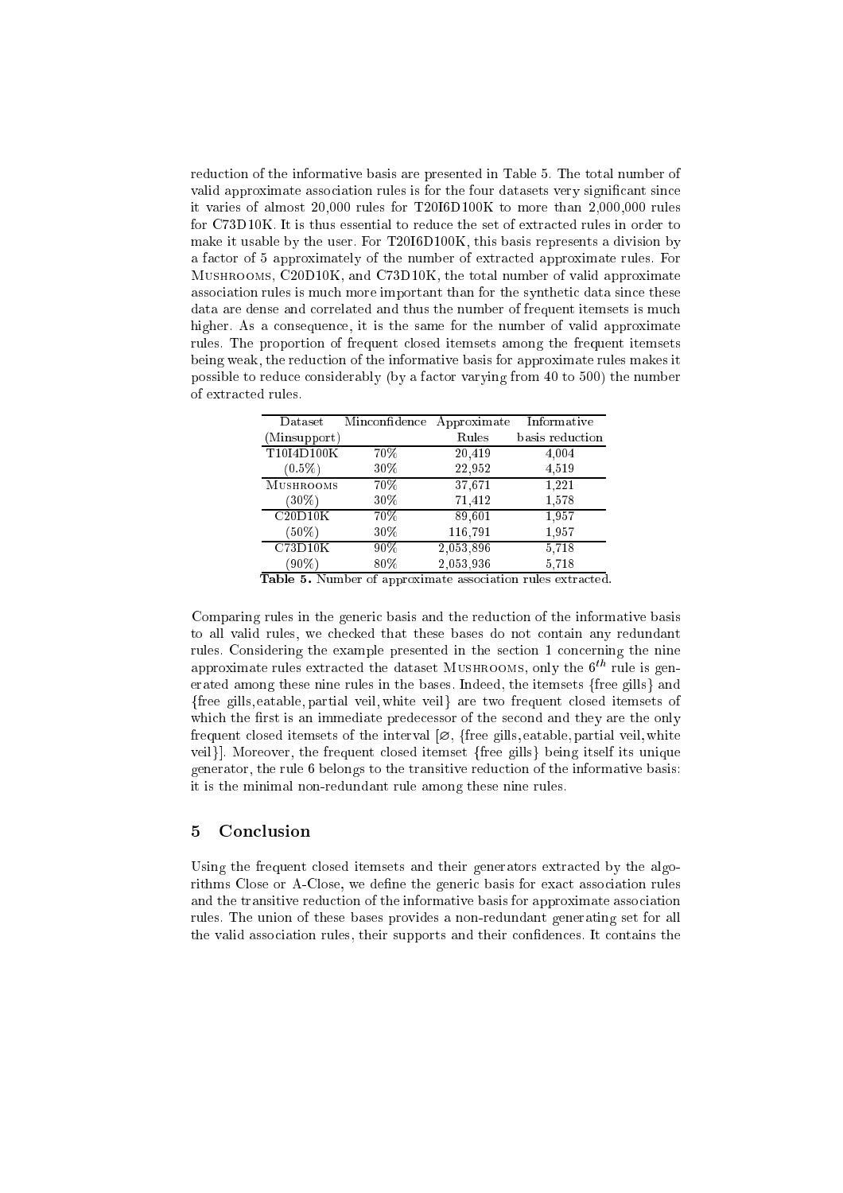reduction of the informative basis are presented in Table 5. The total number of valid approximate association rules is for the four datasets very significant since it varies of almost 20,000 rules for T20I6D100K to more than 2,000,000 rules for C73D10K. It is thus essential to reduce the set of extracted rules in order to make it usable by the user. For T20I6D100K, this basis represents a division by a factor of 5 approximately of the number of extracted approximate rules. For Mushrooms, C20D10K, and C73D10K, the total number of valid approximate association rules is much more important than for the synthetic data since these data are dense and correlated and thus the number of frequent itemsets is much higher. As a consequence, it is the same for the number of valid approximate rules. The proportion of frequent closed itemsets among the frequent itemsets being weak, the reduction of the informative basis for approximate rules makes it possible to reduce considerably (by a factor varying from 40 to 500) the number of extracted rules.

| Dataset (Minsupport) | Minconfidence | Approximate Rules | Informative basis reduction |
|---|---|---|---|
| T10I4D100K | 70% | 20,419 | 4,004 |
| (0.5%) | 30% | 22,952 | 4,519 |
| Mushrooms | 70% | 37,671 | 1,221 |
| (30%) | 30% | 71,412 | 1,578 |
| C20D10K | 70% | 89,601 | 1,957 |
| (50%) | 30% | 116,791 | 1,957 |
| C73D10K | 90% | 2,053,896 | 5,718 |
| (90%) | 80% | 2,053,936 | 5,718 |

**Table 5.** Number of approximate association rules extracted.

Comparing rules in the generic basis and the reduction of the informative basis to all valid rules, we checked that these bases do not contain any redundant rules. Considering the example presented in the section 1 concerning the nine approximate rules extracted the dataset Mushrooms, only the $6^{th}$ rule is generated among these nine rules in the bases. Indeed, the itemsets {free gills} and {free gills, eatable, partial veil, white veil} are two frequent closed itemsets of which the first is an immediate predecessor of the second and they are the only frequent closed itemsets of the interval [∅, {free gills, eatable, partial veil, white veil}]. Moreover, the frequent closed itemset {free gills} being itself its unique generator, the rule 6 belongs to the transitive reduction of the informative basis: it is the minimal non-redundant rule among these nine rules.

## 5 Conclusion

Using the frequent closed itemsets and their generators extracted by the algorithms Close or A-Close, we define the generic basis for exact association rules and the transitive reduction of the informative basis for approximate association rules. The union of these bases provides a non-redundant generating set for all the valid association rules, their supports and their confidences. It contains the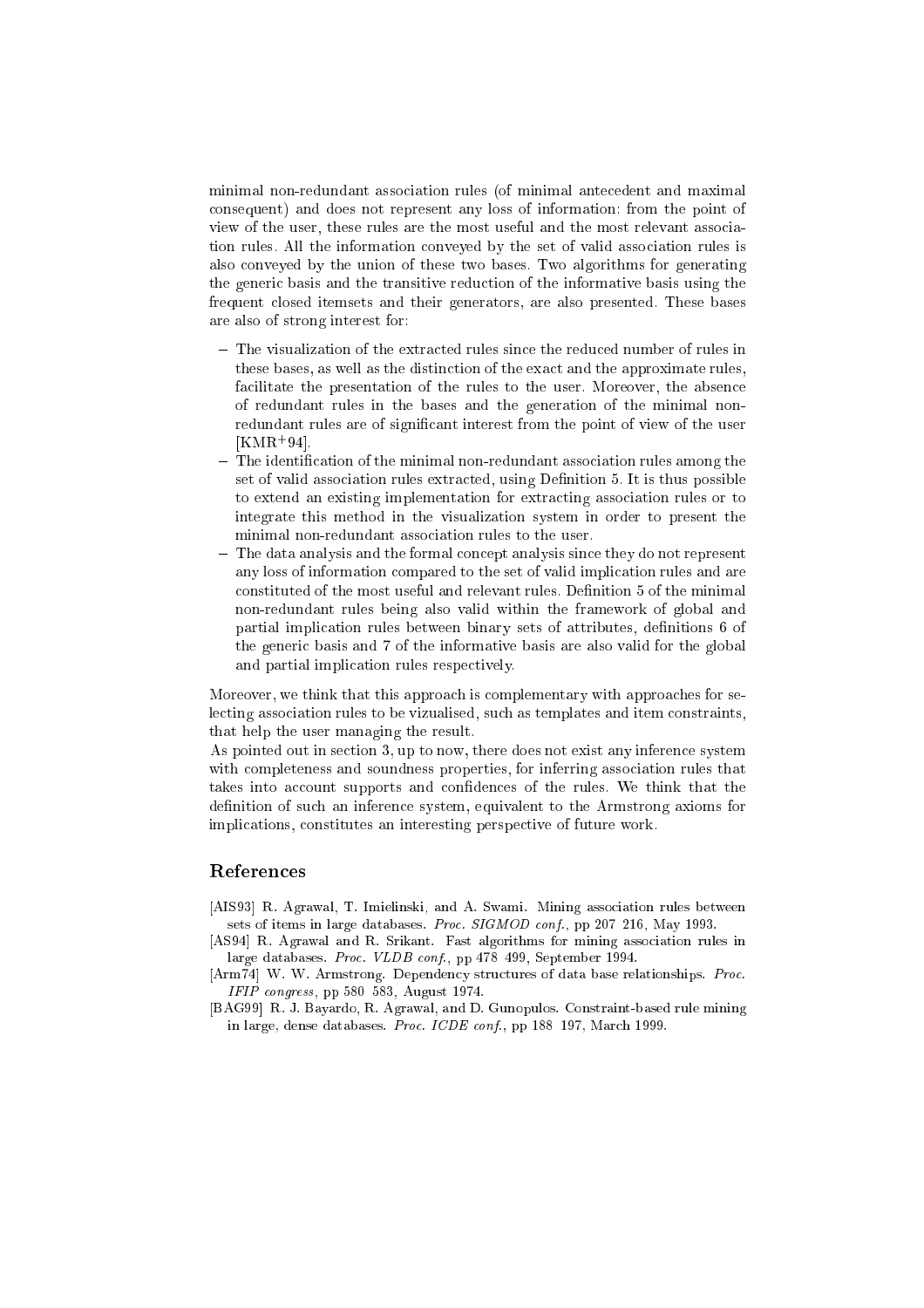minimal non-redundant association rules (of minimal antecedent and maximal consequent) and does not represent any loss of information: from the point of view of the user, these rules are the most useful and the most relevant association rules. All the information conveyed by the set of valid association rules is also conveyed by the union of these two bases. Two algorithms for generating the generic basis and the transitive reduction of the informative basis using the frequent closed itemsets and their generators, are also presented. These bases are also of strong interest for:

- The visualization of the extracted rules since the reduced number of rules in these bases, as well as the distinction of the exact and the approximate rules, facilitate the presentation of the rules to the user. Moreover, the absence of redundant rules in the bases and the generation of the minimal non-redundant rules are of significant interest from the point of view of the user [KMR+94].
- The identification of the minimal non-redundant association rules among the set of valid association rules extracted, using Definition 5. It is thus possible to extend an existing implementation for extracting association rules or to integrate this method in the visualization system in order to present the minimal non-redundant association rules to the user.
- The data analysis and the formal concept analysis since they do not represent any loss of information compared to the set of valid implication rules and are constituted of the most useful and relevant rules. Definition 5 of the minimal non-redundant rules being also valid within the framework of global and partial implication rules between binary sets of attributes, definitions 6 of the generic basis and 7 of the informative basis are also valid for the global and partial implication rules respectively.

Moreover, we think that this approach is complementary with approaches for selecting association rules to be vizualised, such as templates and item constraints, that help the user managing the result.
As pointed out in section 3, up to now, there does not exist any inference system with completeness and soundness properties, for inferring association rules that takes into account supports and confidences of the rules. We think that the definition of such an inference system, equivalent to the Armstrong axioms for implications, constitutes an interesting perspective of future work.

## References

[AIS93] R. Agrawal, T. Imielinski, and A. Swami. Mining association rules between sets of items in large databases. *Proc. SIGMOD conf.*, pp 207 216, May 1993.

[AS94] R. Agrawal and R. Srikant. Fast algorithms for mining association rules in large databases. *Proc. VLDB conf.*, pp 478 499, September 1994.

[Arm74] W. W. Armstrong. Dependency structures of data base relationships. *Proc. IFIP congress*, pp 580 583, August 1974.

[BAG99] R. J. Bayardo, R. Agrawal, and D. Gunopulos. Constraint-based rule mining in large, dense databases. *Proc. ICDE conf.*, pp 188 197, March 1999.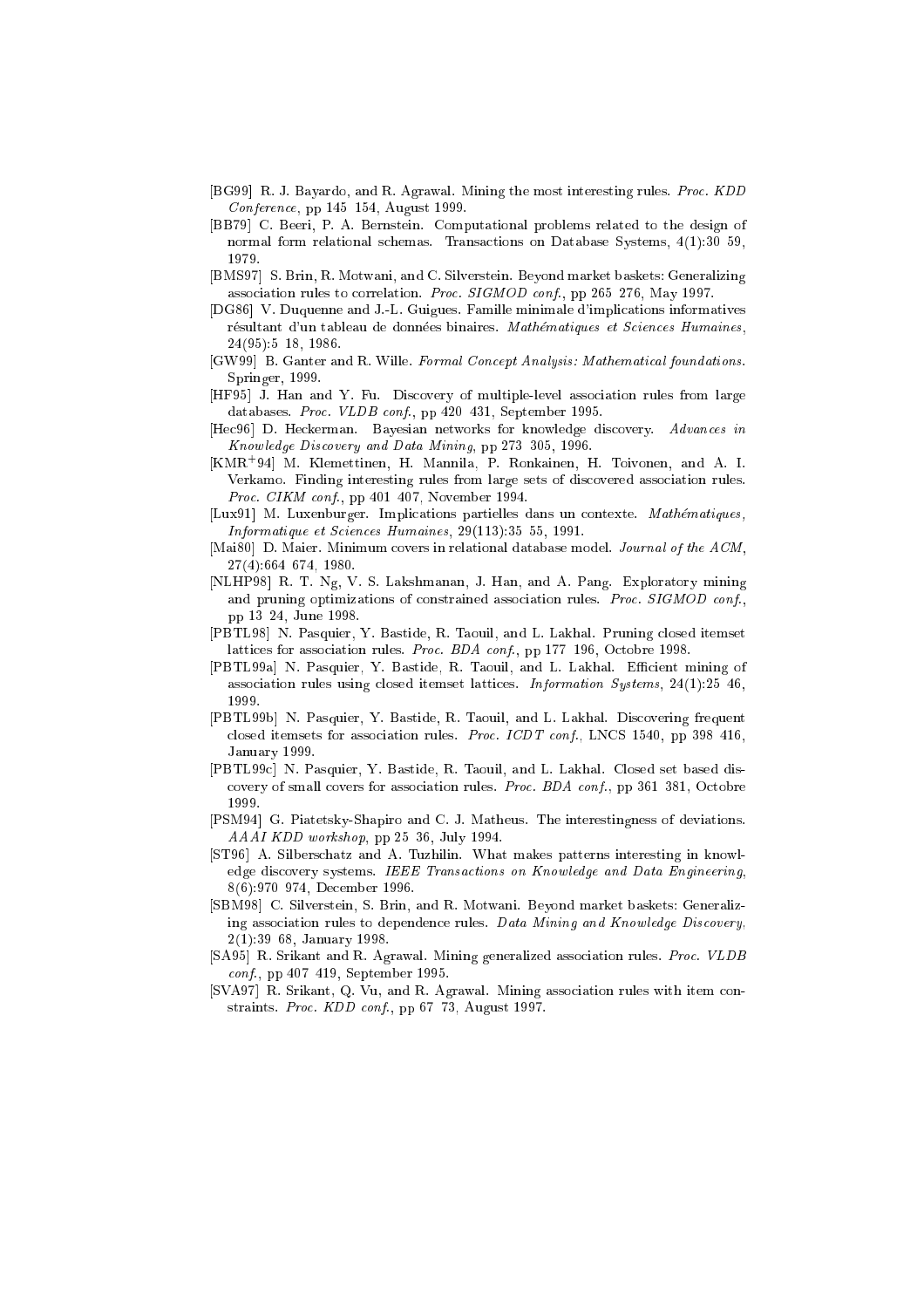[BG99] R. J. Bayardo, and R. Agrawal. Mining the most interesting rules. *Proc. KDD Conference*, pp 145 154, August 1999.

[BB79] C. Beeri, P. A. Bernstein. Computational problems related to the design of normal form relational schemas. Transactions on Database Systems, 4(1):30 59, 1979.

[BMS97] S. Brin, R. Motwani, and C. Silverstein. Beyond market baskets: Generalizing association rules to correlation. *Proc. SIGMOD conf.*, pp 265 276, May 1997.

[DG86] V. Duquenne and J.-L. Guigues. Famille minimale d'implications informatives résultant d'un tableau de données binaires. *Mathématiques et Sciences Humaines*, 24(95):5 18, 1986.

[GW99] B. Ganter and R. Wille. *Formal Concept Analysis: Mathematical foundations.* Springer, 1999.

[HF95] J. Han and Y. Fu. Discovery of multiple-level association rules from large databases. *Proc. VLDB conf.*, pp 420 431, September 1995.

[Hec96] D. Heckerman. Bayesian networks for knowledge discovery. *Advances in Knowledge Discovery and Data Mining*, pp 273 305, 1996.

[KMR+94] M. Klemettinen, H. Mannila, P. Ronkainen, H. Toivonen, and A. I. Verkamo. Finding interesting rules from large sets of discovered association rules. *Proc. CIKM conf.*, pp 401 407, November 1994.

[Lux91] M. Luxenburger. Implications partielles dans un contexte. *Mathématiques, Informatique et Sciences Humaines*, 29(113):35 55, 1991.

[Mai80] D. Maier. Minimum covers in relational database model. *Journal of the ACM*, 27(4):664 674, 1980.

[NLHP98] R. T. Ng, V. S. Lakshmanan, J. Han, and A. Pang. Exploratory mining and pruning optimizations of constrained association rules. *Proc. SIGMOD conf.*, pp 13 24, June 1998.

[PBTL98] N. Pasquier, Y. Bastide, R. Taouil, and L. Lakhal. Pruning closed itemset lattices for association rules. *Proc. BDA conf.*, pp 177 196, Octobre 1998.

[PBTL99a] N. Pasquier, Y. Bastide, R. Taouil, and L. Lakhal. Efficient mining of association rules using closed itemset lattices. *Information Systems*, 24(1):25 46, 1999.

[PBTL99b] N. Pasquier, Y. Bastide, R. Taouil, and L. Lakhal. Discovering frequent closed itemsets for association rules. *Proc. ICDT conf.*, LNCS 1540, pp 398 416, January 1999.

[PBTL99c] N. Pasquier, Y. Bastide, R. Taouil, and L. Lakhal. Closed set based discovery of small covers for association rules. *Proc. BDA conf.*, pp 361 381, Octobre 1999.

[PSM94] G. Piatetsky-Shapiro and C. J. Matheus. The interestingness of deviations. *AAAI KDD workshop*, pp 25 36, July 1994.

[ST96] A. Silberschatz and A. Tuzhilin. What makes patterns interesting in knowledge discovery systems. *IEEE Transactions on Knowledge and Data Engineering*, 8(6):970 974, December 1996.

[SBM98] C. Silverstein, S. Brin, and R. Motwani. Beyond market baskets: Generalizing association rules to dependence rules. *Data Mining and Knowledge Discovery*, 2(1):39 68, January 1998.

[SA95] R. Srikant and R. Agrawal. Mining generalized association rules. *Proc. VLDB conf.*, pp 407 419, September 1995.

[SVA97] R. Srikant, Q. Vu, and R. Agrawal. Mining association rules with item constraints. *Proc. KDD conf.*, pp 67 73, August 1997.